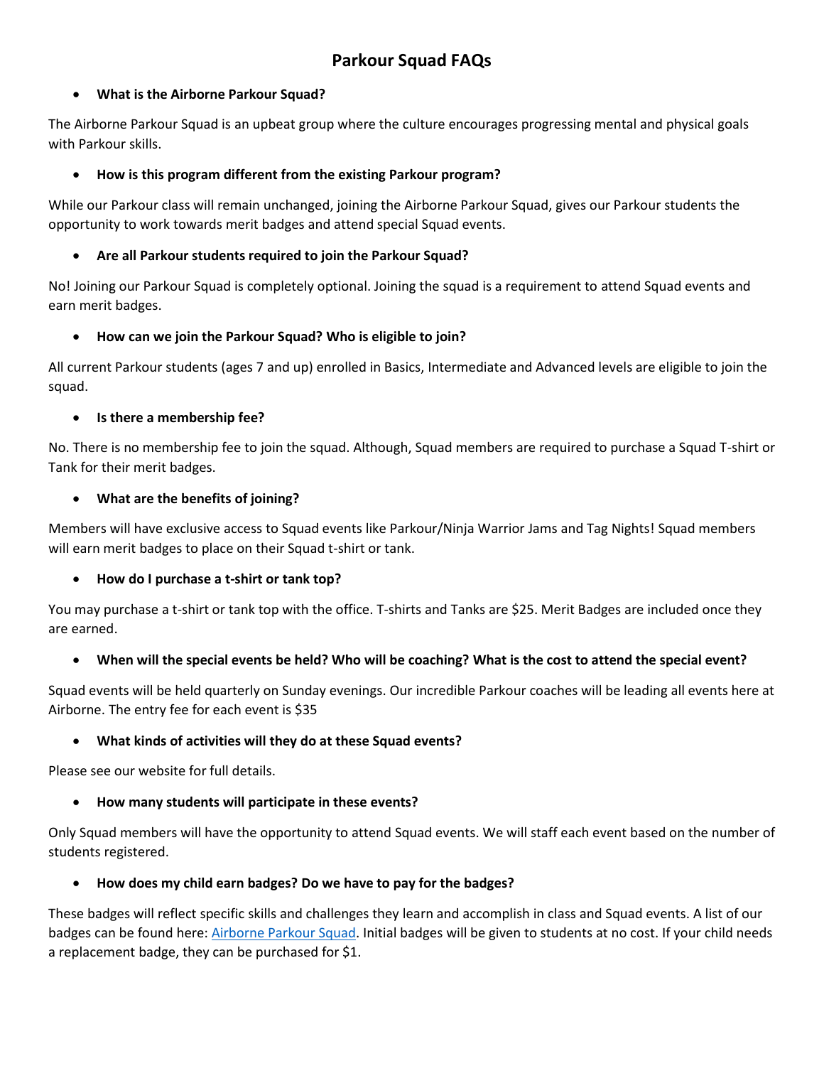# Parkour Squad FAQs

- **What is the Airborne Parkour Squad?**

The Airborne Parkour Squad is an upbeat group where the culture encourages progressing mental and physical goals with Parkour skills.

- **How is this program different from the existing Parkour program?**

While our Parkour class will remain unchanged, joining the Airborne Parkour Squad, gives our Parkour students the opportunity to work towards merit badges and attend special Squad events.

- **Are all Parkour students required to join the Parkour Squad?**

No! Joining our Parkour Squad is completely optional. Joining the squad is a requirement to attend Squad events and earn merit badges.

- **How can we join the Parkour Squad? Who is eligible to join?**

All current Parkour students (ages 7 and up) enrolled in Basics, Intermediate and Advanced levels are eligible to join the squad.

- **Is there a membership fee?**

No. There is no membership fee to join the squad. Although, Squad members are required to purchase a Squad T-shirt or Tank for their merit badges.

- **What are the benefits of joining?**

Members will have exclusive access to Squad events like Parkour/Ninja Warrior Jams and Tag Nights! Squad members will earn merit badges to place on their Squad t-shirt or tank.

- **How do I purchase a t-shirt or tank top?**

You may purchase a t-shirt or tank top with the office. T-shirts and Tanks are $25. Merit Badges are included once they are earned.

- **When will the special events be held? Who will be coaching? What is the cost to attend the special event?**

Squad events will be held quarterly on Sunday evenings. Our incredible Parkour coaches will be leading all events here at Airborne. The entry fee for each event is $35

- **What kinds of activities will they do at these Squad events?**

Please see our website for full details.

- **How many students will participate in these events?**

Only Squad members will have the opportunity to attend Squad events. We will staff each event based on the number of students registered.

- **How does my child earn badges? Do we have to pay for the badges?**

These badges will reflect specific skills and challenges they learn and accomplish in class and Squad events. A list of our badges can be found here: [Airborne Parkour Squad](). Initial badges will be given to students at no cost. If your child needs a replacement badge, they can be purchased for $1.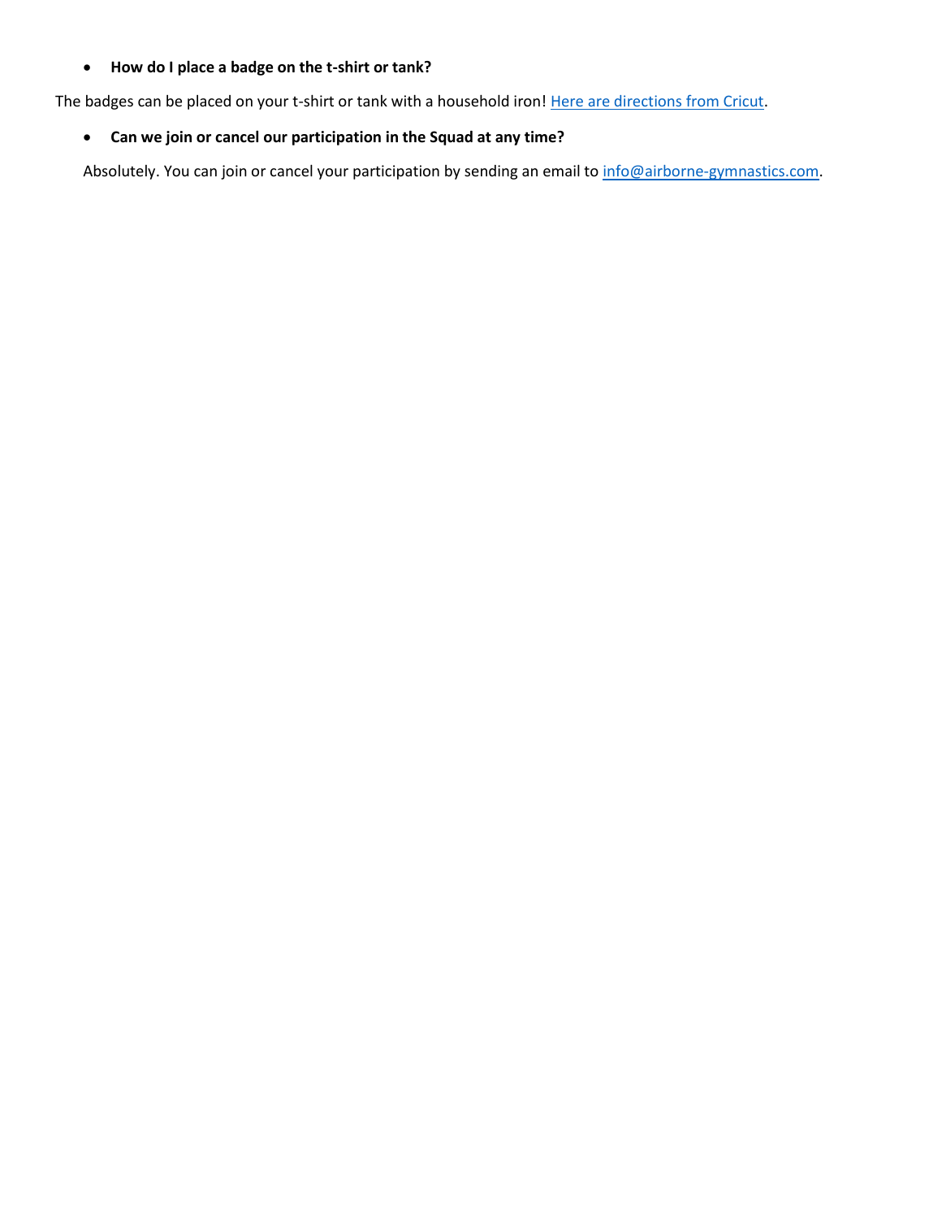- **How do I place a badge on the t-shirt or tank?**

The badges can be placed on your t-shirt or tank with a household iron! [Here are directions from Cricut](#).

- **Can we join or cancel our participation in the Squad at any time?**

  Absolutely. You can join or cancel your participation by sending an email to info@airborne-gymnastics.com.